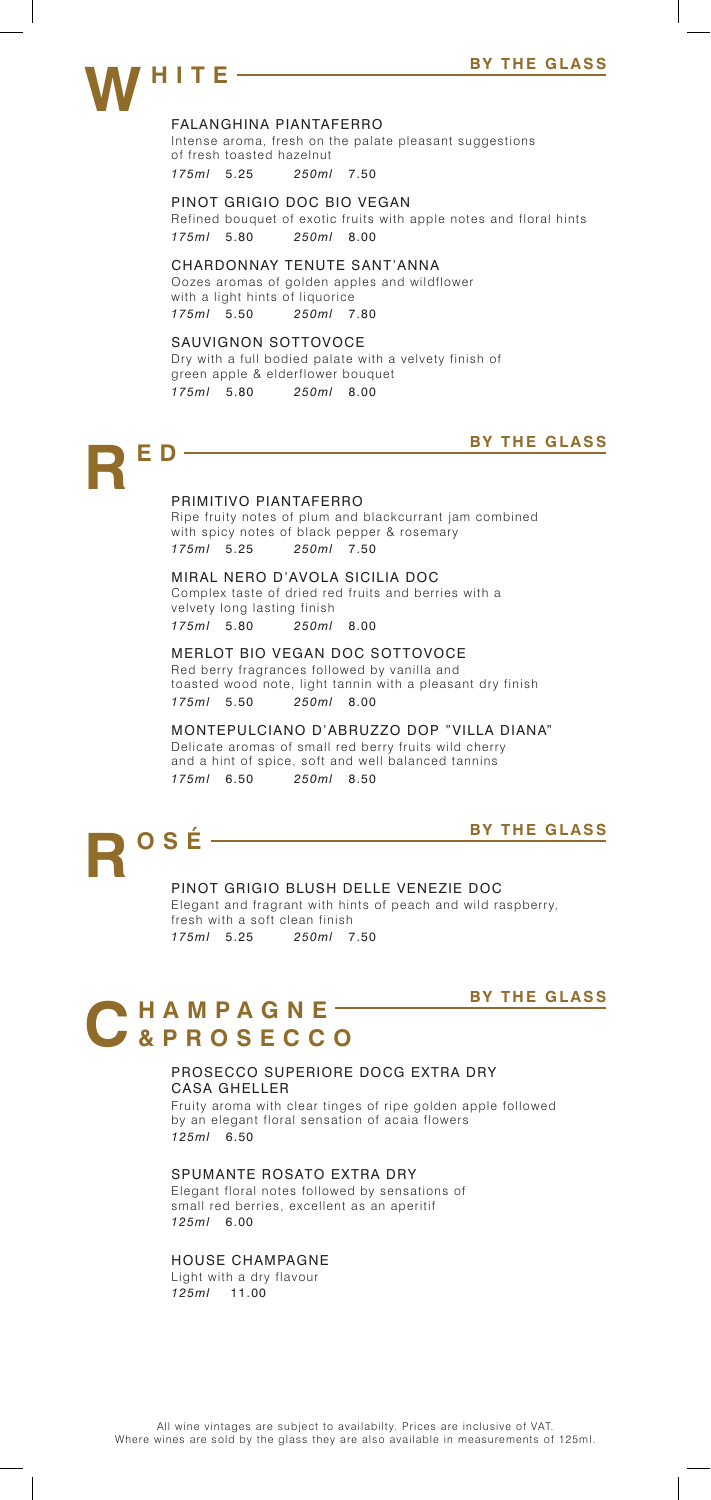## WHITE — BY THE GLASS

**FALANGHINA PIANTAFERRO**
Intense aroma, fresh on the palate pleasant suggestions of fresh toasted hazelnut
*175ml* 5.25 *250ml* 7.50

**PINOT GRIGIO DOC BIO VEGAN**
Refined bouquet of exotic fruits with apple notes and floral hints
*175ml* 5.80 *250ml* 8.00

**CHARDONNAY TENUTE SANT'ANNA**
Oozes aromas of golden apples and wildflower with a light hints of liquorice
*175ml* 5.50 *250ml* 7.80

**SAUVIGNON SOTTOVOCE**
Dry with a full bodied palate with a velvety finish of green apple & elderflower bouquet
*175ml* 5.80 *250ml* 8.00

## RED — BY THE GLASS

**PRIMITIVO PIANTAFERRO**
Ripe fruity notes of plum and blackcurrant jam combined with spicy notes of black pepper & rosemary
*175ml* 5.25 *250ml* 7.50

**MIRAL NERO D'AVOLA SICILIA DOC**
Complex taste of dried red fruits and berries with a velvety long lasting finish
*175ml* 5.80 *250ml* 8.00

**MERLOT BIO VEGAN DOC SOTTOVOCE**
Red berry fragrances followed by vanilla and toasted wood note, light tannin with a pleasant dry finish
*175ml* 5.50 *250ml* 8.00

**MONTEPULCIANO D'ABRUZZO DOP "VILLA DIANA"**
Delicate aromas of small red berry fruits wild cherry and a hint of spice, soft and well balanced tannins
*175ml* 6.50 *250ml* 8.50

## ROSÉ — BY THE GLASS

**PINOT GRIGIO BLUSH DELLE VENEZIE DOC**
Elegant and fragrant with hints of peach and wild raspberry, fresh with a soft clean finish
*175ml* 5.25 *250ml* 7.50

## CHAMPAGNE & PROSECCO — BY THE GLASS

**PROSECCO SUPERIORE DOCG EXTRA DRY CASA GHELLER**
Fruity aroma with clear tinges of ripe golden apple followed by an elegant floral sensation of acaia flowers
*125ml* 6.50

**SPUMANTE ROSATO EXTRA DRY**
Elegant floral notes followed by sensations of small red berries, excellent as an aperitif
*125ml* 6.00

**HOUSE CHAMPAGNE**
Light with a dry flavour
*125ml* 11.00

All wine vintages are subject to availabilty. Prices are inclusive of VAT.
Where wines are sold by the glass they are also available in measurements of 125ml.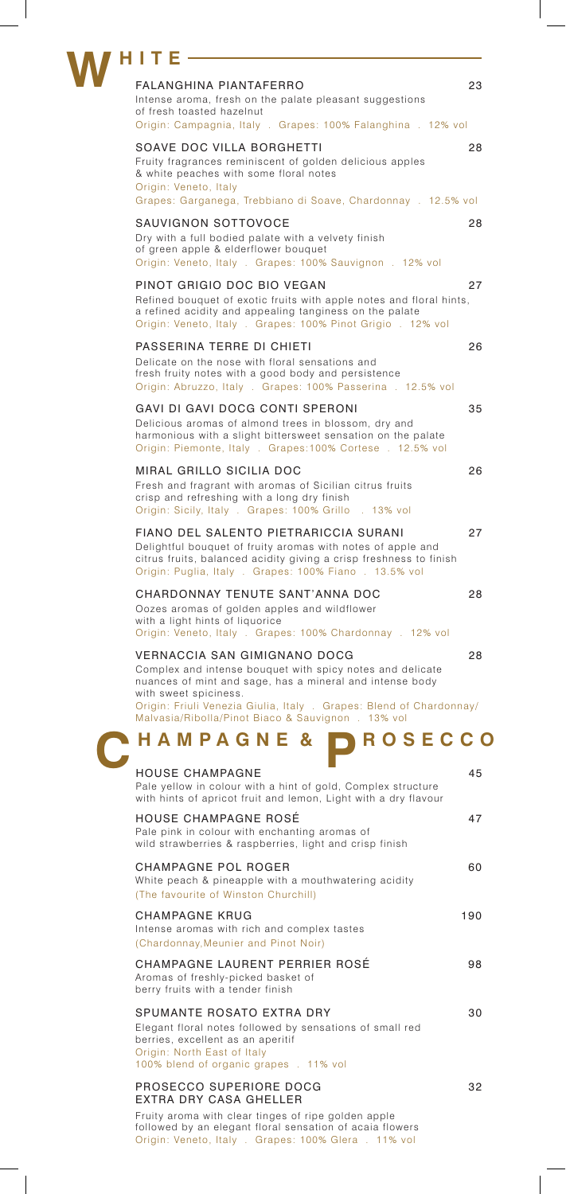# WHITE

**FALANGHINA PIANTAFERRO** — 23
Intense aroma, fresh on the palate pleasant suggestions of fresh toasted hazelnut
Origin: Campagnia, Italy . Grapes: 100% Falanghina . 12% vol

**SOAVE DOC VILLA BORGHETTI** — 28
Fruity fragrances reminiscent of golden delicious apples & white peaches with some floral notes
Origin: Veneto, Italy
Grapes: Garganega, Trebbiano di Soave, Chardonnay . 12.5% vol

**SAUVIGNON SOTTOVOCE** — 28
Dry with a full bodied palate with a velvety finish of green apple & elderflower bouquet
Origin: Veneto, Italy . Grapes: 100% Sauvignon . 12% vol

**PINOT GRIGIO DOC BIO VEGAN** — 27
Refined bouquet of exotic fruits with apple notes and floral hints, a refined acidity and appealing tanginess on the palate
Origin: Veneto, Italy . Grapes: 100% Pinot Grigio . 12% vol

**PASSERINA TERRE DI CHIETI** — 26
Delicate on the nose with floral sensations and fresh fruity notes with a good body and persistence
Origin: Abruzzo, Italy . Grapes: 100% Passerina . 12.5% vol

**GAVI DI GAVI DOCG CONTI SPERONI** — 35
Delicious aromas of almond trees in blossom, dry and harmonious with a slight bittersweet sensation on the palate
Origin: Piemonte, Italy . Grapes:100% Cortese . 12.5% vol

**MIRAL GRILLO SICILIA DOC** — 26
Fresh and fragrant with aromas of Sicilian citrus fruits crisp and refreshing with a long dry finish
Origin: Sicily, Italy . Grapes: 100% Grillo . 13% vol

**FIANO DEL SALENTO PIETRARICCIA SURANI** — 27
Delightful bouquet of fruity aromas with notes of apple and citrus fruits, balanced acidity giving a crisp freshness to finish
Origin: Puglia, Italy . Grapes: 100% Fiano . 13.5% vol

**CHARDONNAY TENUTE SANT'ANNA DOC** — 28
Oozes aromas of golden apples and wildflower with a light hints of liquorice
Origin: Veneto, Italy . Grapes: 100% Chardonnay . 12% vol

**VERNACCIA SAN GIMIGNANO DOCG** — 28
Complex and intense bouquet with spicy notes and delicate nuances of mint and sage, has a mineral and intense body with sweet spiciness.
Origin: Friuli Venezia Giulia, Italy . Grapes: Blend of Chardonnay/ Malvasia/Ribolla/Pinot Biaco & Sauvignon . 13% vol

# CHAMPAGNE & PROSECCO

**HOUSE CHAMPAGNE** — 45
Pale yellow in colour with a hint of gold, Complex structure with hints of apricot fruit and lemon, Light with a dry flavour

**HOUSE CHAMPAGNE ROSÉ** — 47
Pale pink in colour with enchanting aromas of wild strawberries & raspberries, light and crisp finish

**CHAMPAGNE POL ROGER** — 60
White peach & pineapple with a mouthwatering acidity
(The favourite of Winston Churchill)

**CHAMPAGNE KRUG** — 190
Intense aromas with rich and complex tastes
(Chardonnay,Meunier and Pinot Noir)

**CHAMPAGNE LAURENT PERRIER ROSÉ** — 98
Aromas of freshly-picked basket of berry fruits with a tender finish

**SPUMANTE ROSATO EXTRA DRY** — 30
Elegant floral notes followed by sensations of small red berries, excellent as an aperitif
Origin: North East of Italy
100% blend of organic grapes . 11% vol

**PROSECCO SUPERIORE DOCG EXTRA DRY CASA GHELLER** — 32
Fruity aroma with clear tinges of ripe golden apple followed by an elegant floral sensation of acaia flowers
Origin: Veneto, Italy . Grapes: 100% Glera . 11% vol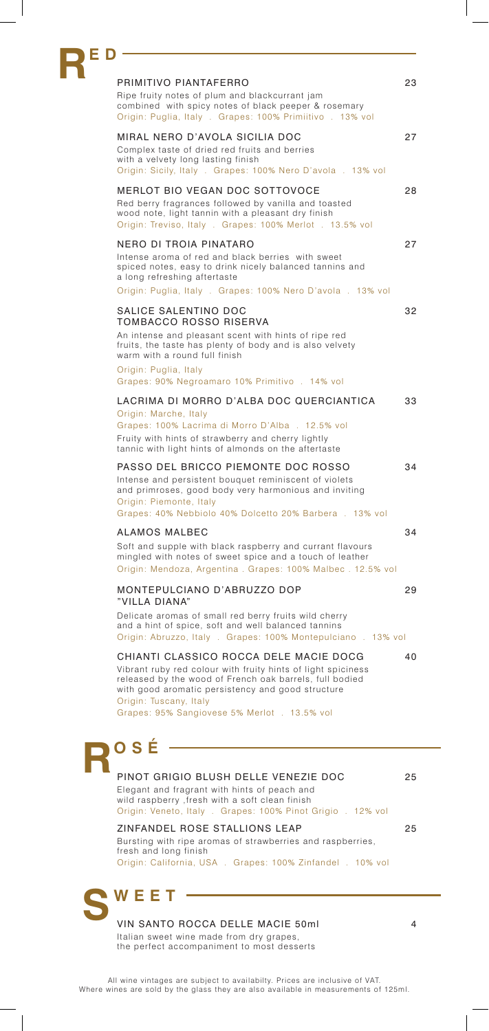## RED

**PRIMITIVO PIANTAFERRO** — 23

Ripe fruity notes of plum and blackcurrant jam combined with spicy notes of black peeper & rosemary
Origin: Puglia, Italy . Grapes: 100% Primiitivo . 13% vol

**MIRAL NERO D'AVOLA SICILIA DOC** — 27

Complex taste of dried red fruits and berries with a velvety long lasting finish
Origin: Sicily, Italy . Grapes: 100% Nero D'avola . 13% vol

**MERLOT BIO VEGAN DOC SOTTOVOCE** — 28

Red berry fragrances followed by vanilla and toasted wood note, light tannin with a pleasant dry finish
Origin: Treviso, Italy . Grapes: 100% Merlot . 13.5% vol

**NERO DI TROIA PINATARO** — 27

Intense aroma of red and black berries with sweet spiced notes, easy to drink nicely balanced tannins and a long refreshing aftertaste
Origin: Puglia, Italy . Grapes: 100% Nero D'avola . 13% vol

**SALICE SALENTINO DOC TOMBACCO ROSSO RISERVA** — 32

An intense and pleasant scent with hints of ripe red fruits, the taste has plenty of body and is also velvety warm with a round full finish
Origin: Puglia, Italy
Grapes: 90% Negroamaro 10% Primitivo . 14% vol

**LACRIMA DI MORRO D'ALBA DOC QUERCIANTICA** — 33

Origin: Marche, Italy
Grapes: 100% Lacrima di Morro D'Alba . 12.5% vol
Fruity with hints of strawberry and cherry lightly tannic with light hints of almonds on the aftertaste

**PASSO DEL BRICCO PIEMONTE DOC ROSSO** — 34

Intense and persistent bouquet reminiscent of violets and primroses, good body very harmonious and inviting
Origin: Piemonte, Italy
Grapes: 40% Nebbiolo 40% Dolcetto 20% Barbera . 13% vol

**ALAMOS MALBEC** — 34

Soft and supple with black raspberry and currant flavours mingled with notes of sweet spice and a touch of leather
Origin: Mendoza, Argentina . Grapes: 100% Malbec . 12.5% vol

**MONTEPULCIANO D'ABRUZZO DOP "VILLA DIANA"** — 29

Delicate aromas of small red berry fruits wild cherry and a hint of spice, soft and well balanced tannins
Origin: Abruzzo, Italy . Grapes: 100% Montepulciano . 13% vol

**CHIANTI CLASSICO ROCCA DELE MACIE DOCG** — 40

Vibrant ruby red colour with fruity hints of light spiciness released by the wood of French oak barrels, full bodied with good aromatic persistency and good structure
Origin: Tuscany, Italy
Grapes: 95% Sangiovese 5% Merlot . 13.5% vol

## ROSÉ

**PINOT GRIGIO BLUSH DELLE VENEZIE DOC** — 25

Elegant and fragrant with hints of peach and wild raspberry ,fresh with a soft clean finish
Origin: Veneto, Italy . Grapes: 100% Pinot Grigio . 12% vol

**ZINFANDEL ROSE STALLIONS LEAP** — 25

Bursting with ripe aromas of strawberries and raspberries, fresh and long finish
Origin: California, USA . Grapes: 100% Zinfandel . 10% vol

## SWEET

**VIN SANTO ROCCA DELLE MACIE 50ml** — 4

Italian sweet wine made from dry grapes, the perfect accompaniment to most desserts

All wine vintages are subject to availabilty. Prices are inclusive of VAT.
Where wines are sold by the glass they are also available in measurements of 125ml.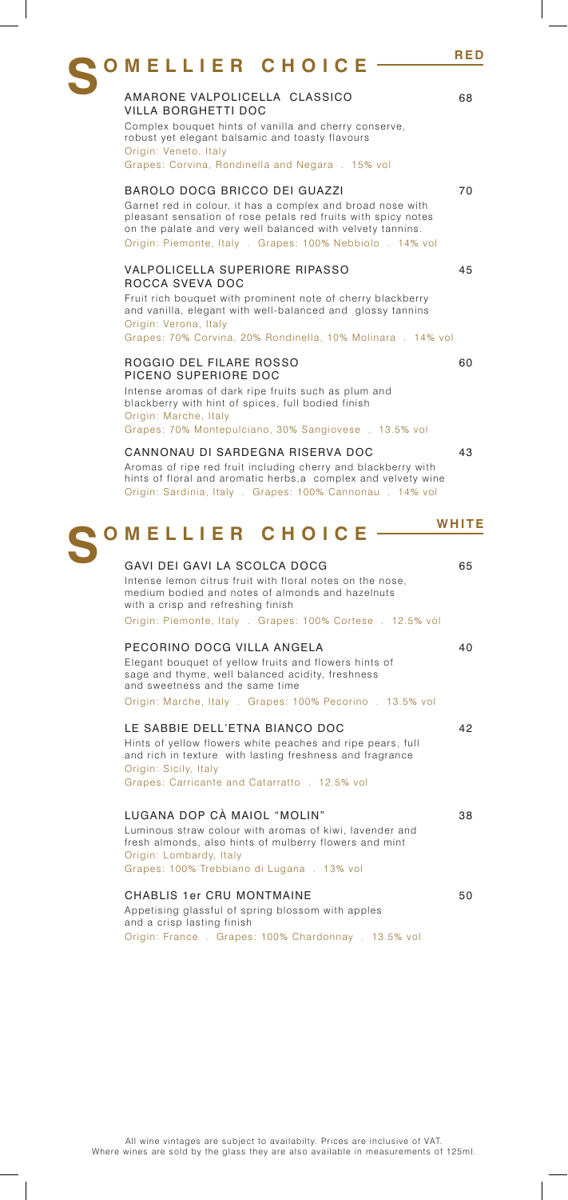# SOMELLIER CHOICE — RED

**AMARONE VALPOLICELLA CLASSICO VILLA BORGHETTI DOC** — 68

Complex bouquet hints of vanilla and cherry conserve, robust yet elegant balsamic and toasty flavours
Origin: Veneto, Italy
Grapes: Corvina, Rondinella and Negara . 15% vol

**BAROLO DOCG BRICCO DEI GUAZZI** — 70

Garnet red in colour, it has a complex and broad nose with pleasant sensation of rose petals red fruits with spicy notes on the palate and very well balanced with velvety tannins.
Origin: Piemonte, Italy . Grapes: 100% Nebbiolo . 14% vol

**VALPOLICELLA SUPERIORE RIPASSO ROCCA SVEVA DOC** — 45

Fruit rich bouquet with prominent note of cherry blackberry and vanilla, elegant with well-balanced and glossy tannins
Origin: Verona, Italy
Grapes: 70% Corvina, 20% Rondinella, 10% Molinara . 14% vol

**ROGGIO DEL FILARE ROSSO PICENO SUPERIORE DOC** — 60

Intense aromas of dark ripe fruits such as plum and blackberry with hint of spices, full bodied finish
Origin: Marche, Italy
Grapes: 70% Montepulciano, 30% Sangiovese . 13.5% vol

**CANNONAU DI SARDEGNA RISERVA DOC** — 43

Aromas of ripe red fruit including cherry and blackberry with hints of floral and aromatic herbs,a complex and velvety wine
Origin: Sardinia, Italy . Grapes: 100% Cannonau . 14% vol

# SOMELLIER CHOICE — WHITE

**GAVI DEI GAVI LA SCOLCA DOCG** — 65

Intense lemon citrus fruit with floral notes on the nose, medium bodied and notes of almonds and hazelnuts with a crisp and refreshing finish
Origin: Piemonte, Italy . Grapes: 100% Cortese . 12.5% vol

**PECORINO DOCG VILLA ANGELA** — 40

Elegant bouquet of yellow fruits and flowers hints of sage and thyme, well balanced acidity, freshness and sweetness and the same time
Origin: Marche, Italy . Grapes: 100% Pecorino . 13.5% vol

**LE SABBIE DELL'ETNA BIANCO DOC** — 42

Hints of yellow flowers white peaches and ripe pears, full and rich in texture with lasting freshness and fragrance
Origin: Sicily, Italy
Grapes: Carricante and Catarratto . 12.5% vol

**LUGANA DOP CÀ MAIOL "MOLIN"** — 38

Luminous straw colour with aromas of kiwi, lavender and fresh almonds, also hints of mulberry flowers and mint
Origin: Lombardy, Italy
Grapes: 100% Trebbiano di Lugana . 13% vol

**CHABLIS 1er CRU MONTMAINE** — 50

Appetising glassful of spring blossom with apples and a crisp lasting finish
Origin: France . Grapes: 100% Chardonnay . 13.5% vol

All wine vintages are subject to availabilty. Prices are inclusive of VAT.
Where wines are sold by the glass they are also available in measurements of 125ml.